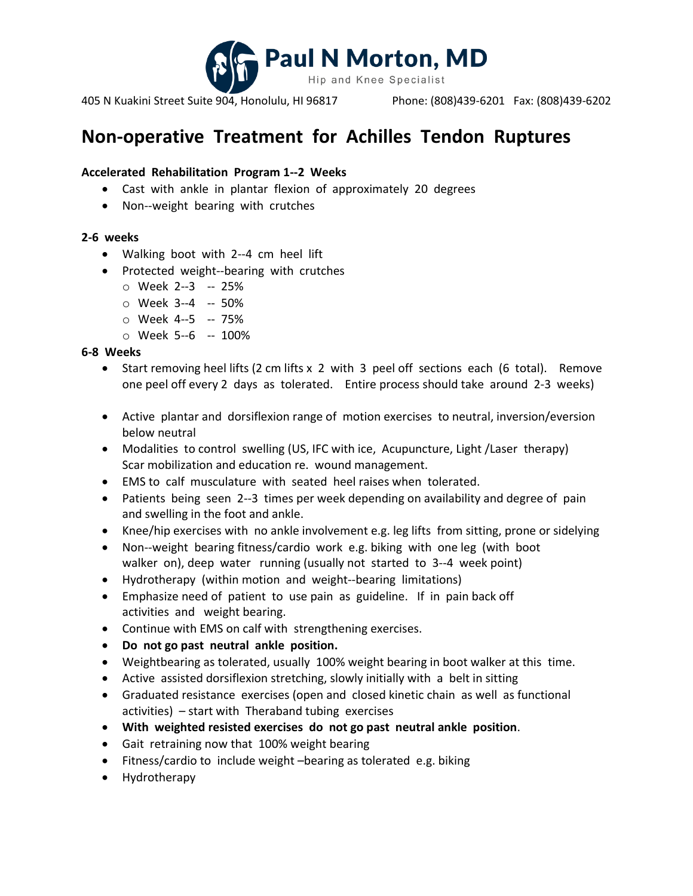Paul N Morton, MD

Hip and Knee Specialist

405 N Kuakini Street Suite 904, Honolulu, HI 96817 Phone: (808)439-6201 Fax: (808)439-6202

# Non-operative Treatment for Achilles Tendon Ruptures

**Accelerated Rehabilitation Program 1--2 Weeks**

- Cast with ankle in plantar flexion of approximately 20 degrees
- Non--weight bearing with crutches

**2-6 weeks**

- Walking boot with 2--4 cm heel lift
- Protected weight--bearing with crutches
  - Week 2--3 -- 25%
  - Week 3--4 -- 50%
  - Week 4--5 -- 75%
  - Week 5--6 -- 100%

**6-8 Weeks**

- Start removing heel lifts (2 cm lifts x 2 with 3 peel off sections each (6 total). Remove one peel off every 2 days as tolerated. Entire process should take around 2-3 weeks)
- Active plantar and dorsiflexion range of motion exercises to neutral, inversion/eversion below neutral
- Modalities to control swelling (US, IFC with ice, Acupuncture, Light /Laser therapy) Scar mobilization and education re. wound management.
- EMS to calf musculature with seated heel raises when tolerated.
- Patients being seen 2--3 times per week depending on availability and degree of pain and swelling in the foot and ankle.
- Knee/hip exercises with no ankle involvement e.g. leg lifts from sitting, prone or sidelying
- Non--weight bearing fitness/cardio work e.g. biking with one leg (with boot walker on), deep water running (usually not started to 3--4 week point)
- Hydrotherapy (within motion and weight--bearing limitations)
- Emphasize need of patient to use pain as guideline. If in pain back off activities and weight bearing.
- Continue with EMS on calf with strengthening exercises.
- **Do not go past neutral ankle position.**
- Weightbearing as tolerated, usually 100% weight bearing in boot walker at this time.
- Active assisted dorsiflexion stretching, slowly initially with a belt in sitting
- Graduated resistance exercises (open and closed kinetic chain as well as functional activities) – start with Theraband tubing exercises
- **With weighted resisted exercises do not go past neutral ankle position**.
- Gait retraining now that 100% weight bearing
- Fitness/cardio to include weight –bearing as tolerated e.g. biking
- Hydrotherapy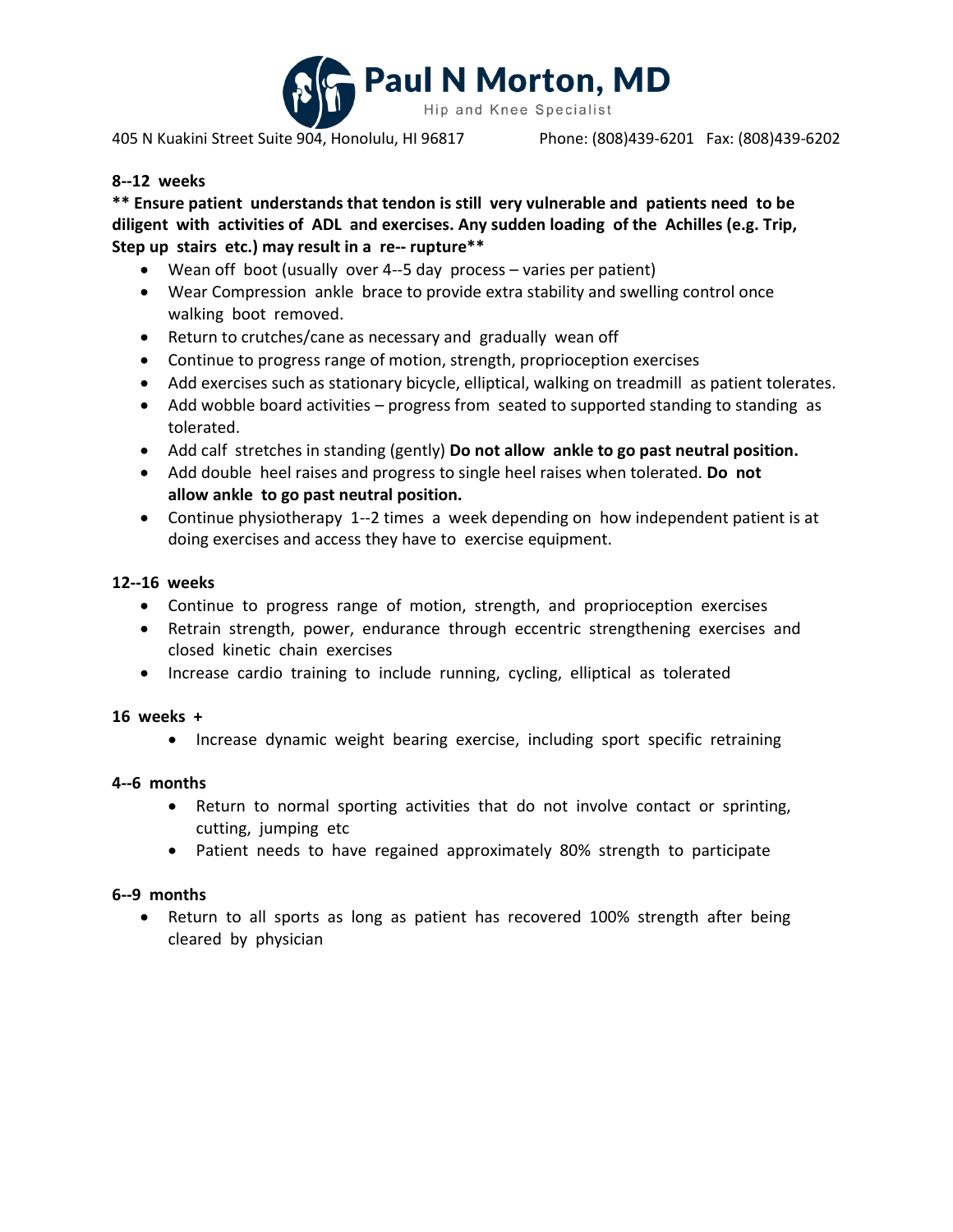**8--12 weeks**

**** Ensure patient understands that tendon is still very vulnerable and patients need to be diligent with activities of ADL and exercises. Any sudden loading of the Achilles (e.g. Trip, Step up stairs etc.) may result in a re-- rupture****

- Wean off boot (usually over 4--5 day process – varies per patient)
- Wear Compression ankle brace to provide extra stability and swelling control once walking boot removed.
- Return to crutches/cane as necessary and gradually wean off
- Continue to progress range of motion, strength, proprioception exercises
- Add exercises such as stationary bicycle, elliptical, walking on treadmill as patient tolerates.
- Add wobble board activities – progress from seated to supported standing to standing as tolerated.
- Add calf stretches in standing (gently) **Do not allow ankle to go past neutral position.**
- Add double heel raises and progress to single heel raises when tolerated. **Do not allow ankle to go past neutral position.**
- Continue physiotherapy 1--2 times a week depending on how independent patient is at doing exercises and access they have to exercise equipment.

**12--16 weeks**

- Continue to progress range of motion, strength, and proprioception exercises
- Retrain strength, power, endurance through eccentric strengthening exercises and closed kinetic chain exercises
- Increase cardio training to include running, cycling, elliptical as tolerated

**16 weeks +**

- Increase dynamic weight bearing exercise, including sport specific retraining

**4--6 months**

- Return to normal sporting activities that do not involve contact or sprinting, cutting, jumping etc
- Patient needs to have regained approximately 80% strength to participate

**6--9 months**

- Return to all sports as long as patient has recovered 100% strength after being cleared by physician